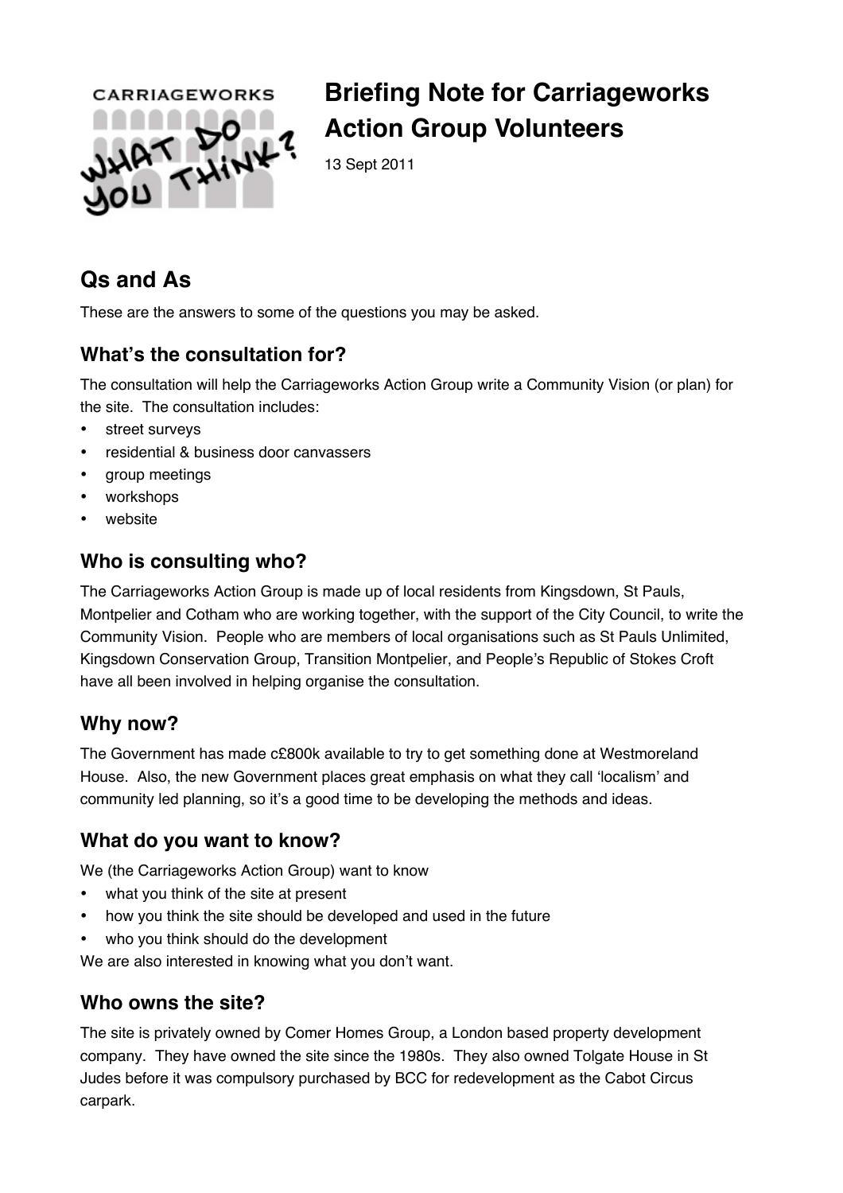# Briefing Note for Carriageworks Action Group Volunteers

13 Sept 2011

## Qs and As

These are the answers to some of the questions you may be asked.

### What's the consultation for?

The consultation will help the Carriageworks Action Group write a Community Vision (or plan) for the site. The consultation includes:

- street surveys
- residential & business door canvassers
- group meetings
- workshops
- website

### Who is consulting who?

The Carriageworks Action Group is made up of local residents from Kingsdown, St Pauls, Montpelier and Cotham who are working together, with the support of the City Council, to write the Community Vision. People who are members of local organisations such as St Pauls Unlimited, Kingsdown Conservation Group, Transition Montpelier, and People's Republic of Stokes Croft have all been involved in helping organise the consultation.

### Why now?

The Government has made c£800k available to try to get something done at Westmoreland House. Also, the new Government places great emphasis on what they call 'localism' and community led planning, so it's a good time to be developing the methods and ideas.

### What do you want to know?

We (the Carriageworks Action Group) want to know

- what you think of the site at present
- how you think the site should be developed and used in the future
- who you think should do the development

We are also interested in knowing what you don't want.

### Who owns the site?

The site is privately owned by Comer Homes Group, a London based property development company. They have owned the site since the 1980s. They also owned Tolgate House in St Judes before it was compulsory purchased by BCC for redevelopment as the Cabot Circus carpark.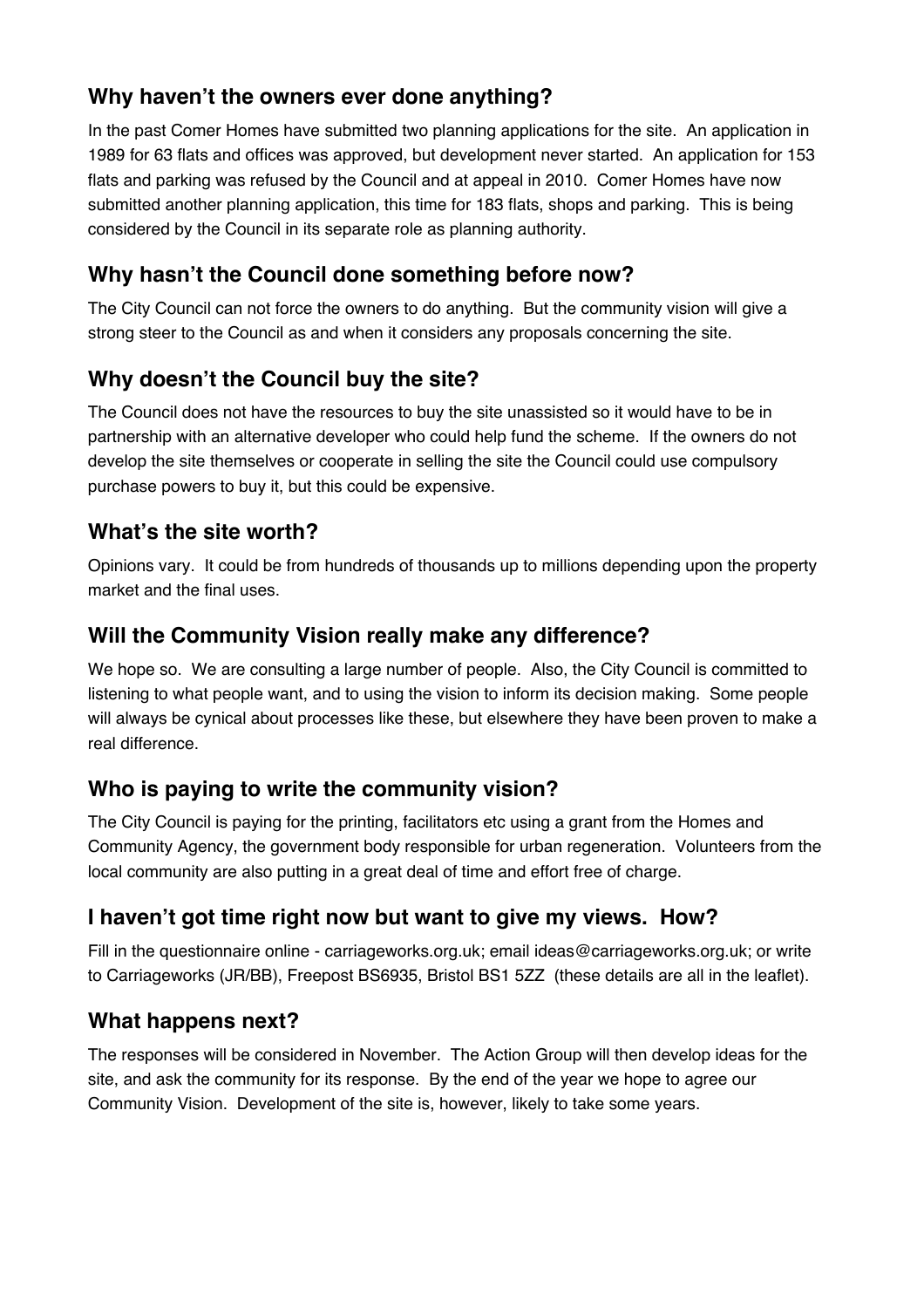## Why haven't the owners ever done anything?

In the past Comer Homes have submitted two planning applications for the site. An application in 1989 for 63 flats and offices was approved, but development never started. An application for 153 flats and parking was refused by the Council and at appeal in 2010. Comer Homes have now submitted another planning application, this time for 183 flats, shops and parking. This is being considered by the Council in its separate role as planning authority.

## Why hasn't the Council done something before now?

The City Council can not force the owners to do anything. But the community vision will give a strong steer to the Council as and when it considers any proposals concerning the site.

## Why doesn't the Council buy the site?

The Council does not have the resources to buy the site unassisted so it would have to be in partnership with an alternative developer who could help fund the scheme. If the owners do not develop the site themselves or cooperate in selling the site the Council could use compulsory purchase powers to buy it, but this could be expensive.

## What's the site worth?

Opinions vary. It could be from hundreds of thousands up to millions depending upon the property market and the final uses.

## Will the Community Vision really make any difference?

We hope so. We are consulting a large number of people. Also, the City Council is committed to listening to what people want, and to using the vision to inform its decision making. Some people will always be cynical about processes like these, but elsewhere they have been proven to make a real difference.

## Who is paying to write the community vision?

The City Council is paying for the printing, facilitators etc using a grant from the Homes and Community Agency, the government body responsible for urban regeneration. Volunteers from the local community are also putting in a great deal of time and effort free of charge.

## I haven't got time right now but want to give my views. How?

Fill in the questionnaire online - carriageworks.org.uk; email ideas@carriageworks.org.uk; or write to Carriageworks (JR/BB), Freepost BS6935, Bristol BS1 5ZZ (these details are all in the leaflet).

## What happens next?

The responses will be considered in November. The Action Group will then develop ideas for the site, and ask the community for its response. By the end of the year we hope to agree our Community Vision. Development of the site is, however, likely to take some years.